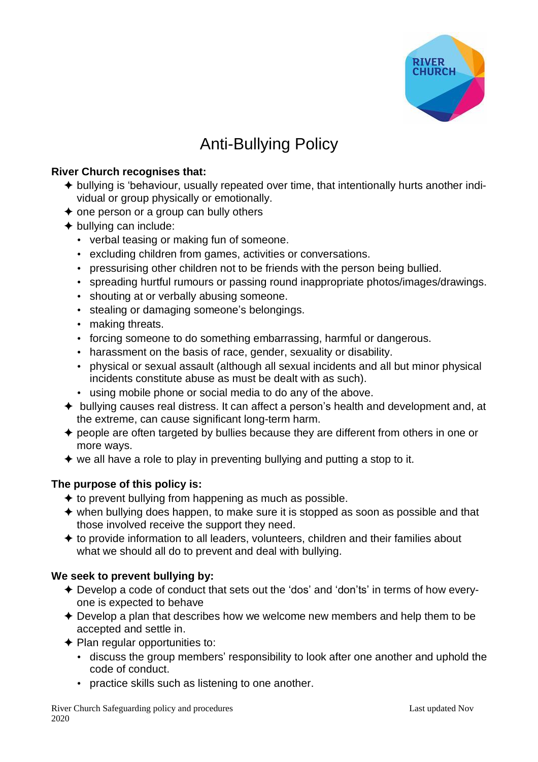# Anti-Bullying Policy

**River Church recognises that:**

- bullying is 'behaviour, usually repeated over time, that intentionally hurts another individual or group physically or emotionally.
- one person or a group can bully others
- bullying can include:
  - verbal teasing or making fun of someone.
  - excluding children from games, activities or conversations.
  - pressurising other children not to be friends with the person being bullied.
  - spreading hurtful rumours or passing round inappropriate photos/images/drawings.
  - shouting at or verbally abusing someone.
  - stealing or damaging someone's belongings.
  - making threats.
  - forcing someone to do something embarrassing, harmful or dangerous.
  - harassment on the basis of race, gender, sexuality or disability.
  - physical or sexual assault (although all sexual incidents and all but minor physical incidents constitute abuse as must be dealt with as such).
  - using mobile phone or social media to do any of the above.
- bullying causes real distress. It can affect a person's health and development and, at the extreme, can cause significant long-term harm.
- people are often targeted by bullies because they are different from others in one or more ways.
- we all have a role to play in preventing bullying and putting a stop to it.

**The purpose of this policy is:**

- to prevent bullying from happening as much as possible.
- when bullying does happen, to make sure it is stopped as soon as possible and that those involved receive the support they need.
- to provide information to all leaders, volunteers, children and their families about what we should all do to prevent and deal with bullying.

**We seek to prevent bullying by:**

- Develop a code of conduct that sets out the 'dos' and 'don'ts' in terms of how everyone is expected to behave
- Develop a plan that describes how we welcome new members and help them to be accepted and settle in.
- Plan regular opportunities to:
  - discuss the group members' responsibility to look after one another and uphold the code of conduct.
  - practice skills such as listening to one another.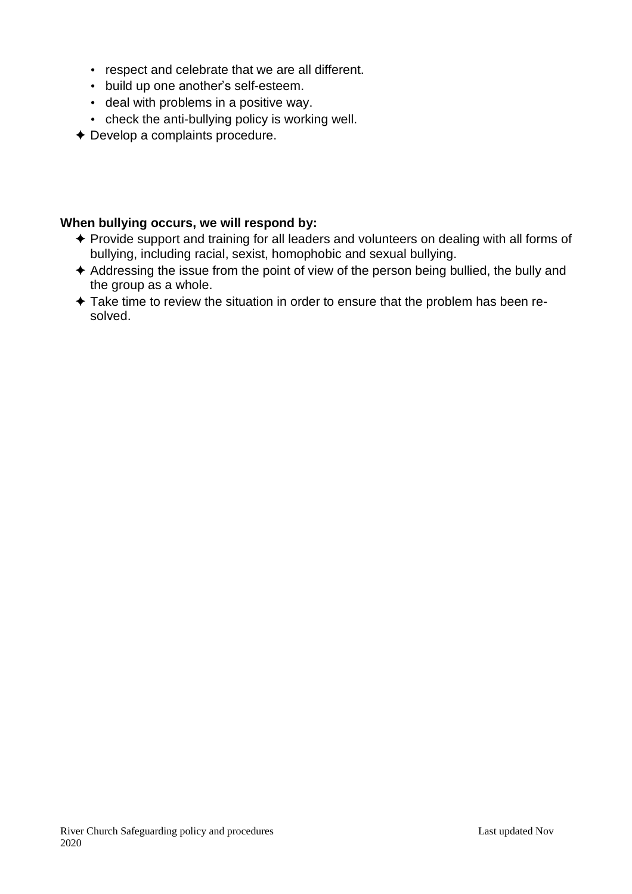- respect and celebrate that we are all different.
- build up one another's self-esteem.
- deal with problems in a positive way.
- check the anti-bullying policy is working well.

✦ Develop a complaints procedure.

**When bullying occurs, we will respond by:**

✦ Provide support and training for all leaders and volunteers on dealing with all forms of bullying, including racial, sexist, homophobic and sexual bullying.

✦ Addressing the issue from the point of view of the person being bullied, the bully and the group as a whole.

✦ Take time to review the situation in order to ensure that the problem has been re-solved.